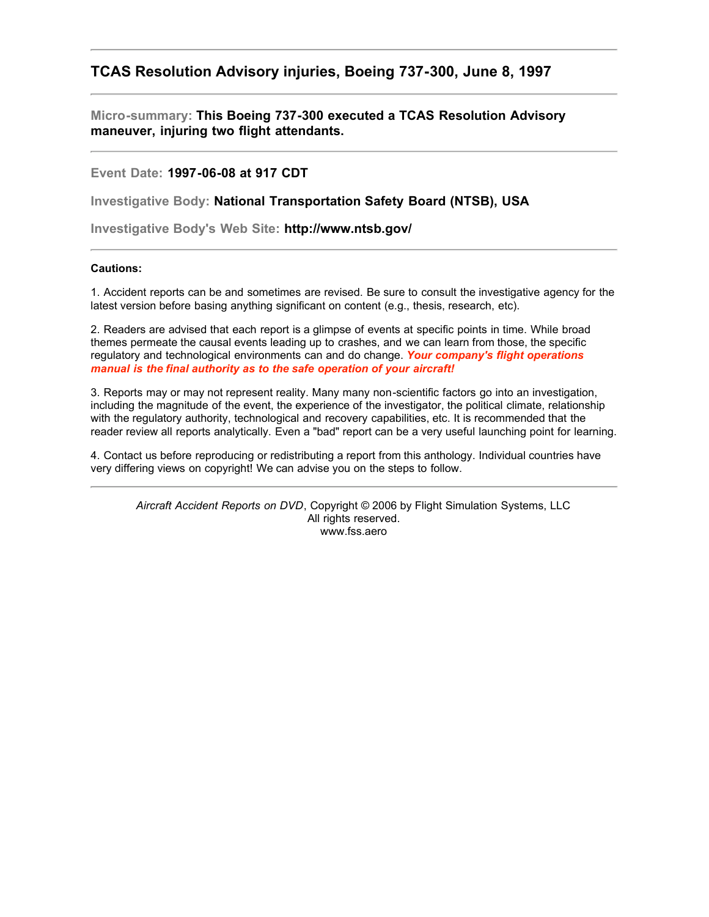## TCAS Resolution Advisory injuries, Boeing 737-300, June 8, 1997

---

**Micro-summary:** **This Boeing 737-300 executed a TCAS Resolution Advisory maneuver, injuring two flight attendants.**

---

**Event Date:** **1997-06-08 at 917 CDT**

**Investigative Body:** **National Transportation Safety Board (NTSB), USA**

**Investigative Body's Web Site:** **http://www.ntsb.gov/**

---

**Cautions:**

1. Accident reports can be and sometimes are revised. Be sure to consult the investigative agency for the latest version before basing anything significant on content (e.g., thesis, research, etc).

2. Readers are advised that each report is a glimpse of events at specific points in time. While broad themes permeate the causal events leading up to crashes, and we can learn from those, the specific regulatory and technological environments can and do change. ***Your company's flight operations manual is the final authority as to the safe operation of your aircraft!***

3. Reports may or may not represent reality. Many many non-scientific factors go into an investigation, including the magnitude of the event, the experience of the investigator, the political climate, relationship with the regulatory authority, technological and recovery capabilities, etc. It is recommended that the reader review all reports analytically. Even a "bad" report can be a very useful launching point for learning.

4. Contact us before reproducing or redistributing a report from this anthology. Individual countries have very differing views on copyright! We can advise you on the steps to follow.

---

*Aircraft Accident Reports on DVD*, Copyright © 2006 by Flight Simulation Systems, LLC
All rights reserved.
www.fss.aero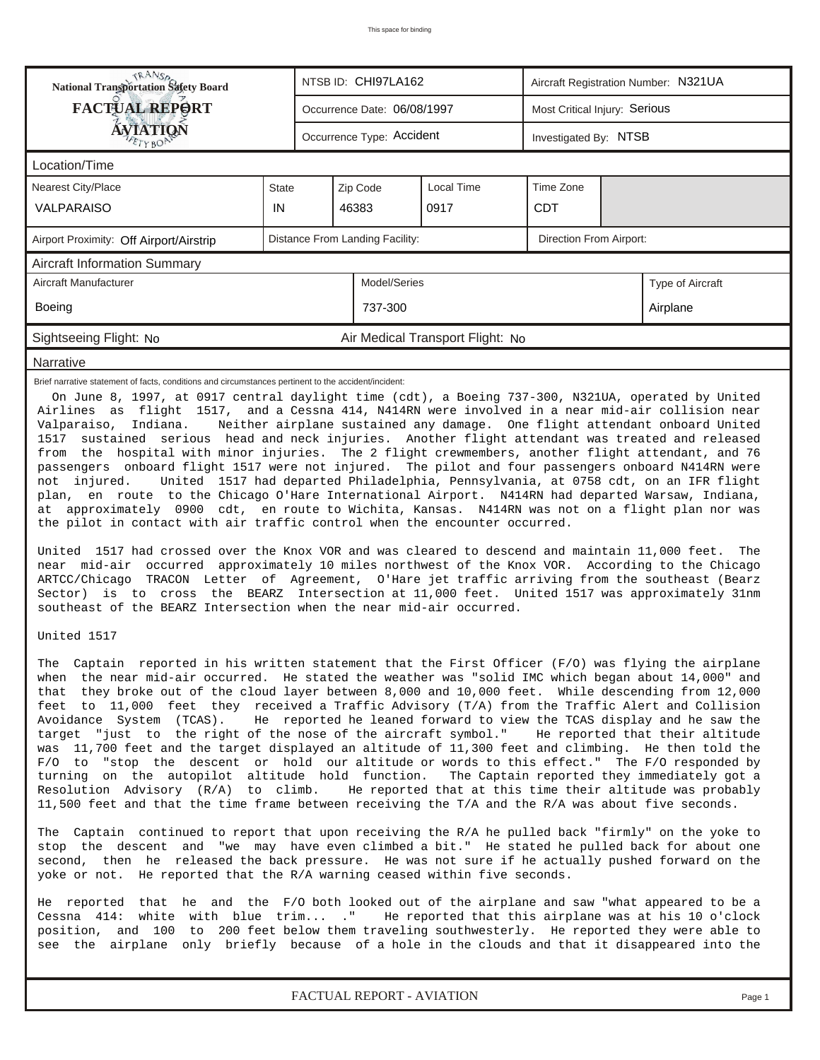This space for binding

| National Transportation Safety Board FACTUAL REPORT AVIATION | NTSB ID: CHI97LA162 | Aircraft Registration Number: N321UA |
|---|---|---|
| | Occurrence Date: 06/08/1997 | Most Critical Injury: Serious |
| | Occurrence Type: Accident | Investigated By: NTSB |

## Location/Time

| Nearest City/Place | State | Zip Code | Local Time | Time Zone |
|---|---|---|---|---|
| VALPARAISO | IN | 46383 | 0917 | CDT |

| Airport Proximity: Off Airport/Airstrip | Distance From Landing Facility: | Direction From Airport: |
|---|---|---|

## Aircraft Information Summary

| Aircraft Manufacturer | Model/Series | Type of Aircraft |
|---|---|---|
| Boeing | 737-300 | Airplane |

Sightseeing Flight: No — Air Medical Transport Flight: No

## Narrative

Brief narrative statement of facts, conditions and circumstances pertinent to the accident/incident:

On June 8, 1997, at 0917 central daylight time (cdt), a Boeing 737-300, N321UA, operated by United Airlines as flight 1517, and a Cessna 414, N414RN were involved in a near mid-air collision near Valparaiso, Indiana. Neither airplane sustained any damage. One flight attendant onboard United 1517 sustained serious head and neck injuries. Another flight attendant was treated and released from the hospital with minor injuries. The 2 flight crewmembers, another flight attendant, and 76 passengers onboard flight 1517 were not injured. The pilot and four passengers onboard N414RN were not injured. United 1517 had departed Philadelphia, Pennsylvania, at 0758 cdt, on an IFR flight plan, en route to the Chicago O'Hare International Airport. N414RN had departed Warsaw, Indiana, at approximately 0900 cdt, en route to Wichita, Kansas. N414RN was not on a flight plan nor was the pilot in contact with air traffic control when the encounter occurred.

United 1517 had crossed over the Knox VOR and was cleared to descend and maintain 11,000 feet. The near mid-air occurred approximately 10 miles northwest of the Knox VOR. According to the Chicago ARTCC/Chicago TRACON Letter of Agreement, O'Hare jet traffic arriving from the southeast (Bearz Sector) is to cross the BEARZ Intersection at 11,000 feet. United 1517 was approximately 31nm southeast of the BEARZ Intersection when the near mid-air occurred.

United 1517

The Captain reported in his written statement that the First Officer (F/O) was flying the airplane when the near mid-air occurred. He stated the weather was "solid IMC which began about 14,000" and that they broke out of the cloud layer between 8,000 and 10,000 feet. While descending from 12,000 feet to 11,000 feet they received a Traffic Advisory (T/A) from the Traffic Alert and Collision Avoidance System (TCAS). He reported he leaned forward to view the TCAS display and he saw the target "just to the right of the nose of the aircraft symbol." He reported that their altitude was 11,700 feet and the target displayed an altitude of 11,300 feet and climbing. He then told the F/O to "stop the descent or hold our altitude or words to this effect." The F/O responded by turning on the autopilot altitude hold function. The Captain reported they immediately got a Resolution Advisory (R/A) to climb. He reported that at this time their altitude was probably 11,500 feet and that the time frame between receiving the T/A and the R/A was about five seconds.

The Captain continued to report that upon receiving the R/A he pulled back "firmly" on the yoke to stop the descent and "we may have even climbed a bit." He stated he pulled back for about one second, then he released the back pressure. He was not sure if he actually pushed forward on the yoke or not. He reported that the R/A warning ceased within five seconds.

He reported that he and the F/O both looked out of the airplane and saw "what appeared to be a Cessna 414: white with blue trim... ." He reported that this airplane was at his 10 o'clock position, and 100 to 200 feet below them traveling southwesterly. He reported they were able to see the airplane only briefly because of a hole in the clouds and that it disappeared into the

FACTUAL REPORT - AVIATION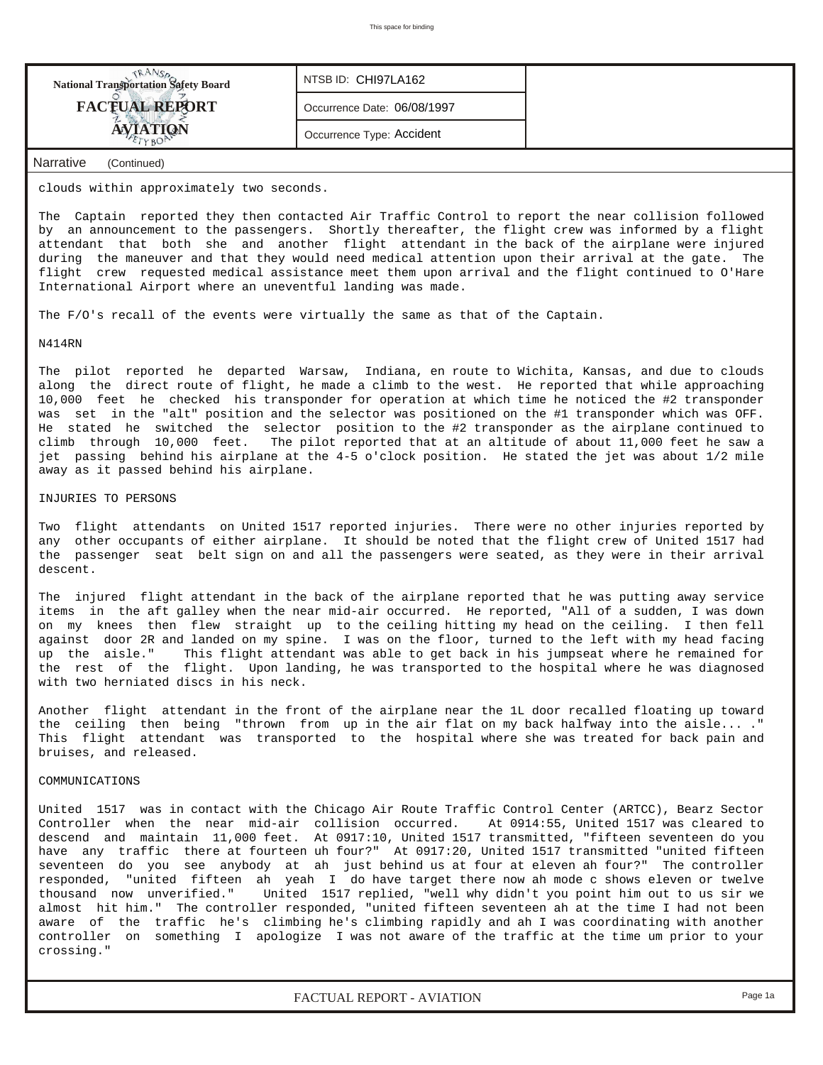**National Transportation Safety Board**

**FACTUAL REPORT**

**AVIATION**

NTSB ID: CHI97LA162

Occurrence Date: 06/08/1997

Occurrence Type: Accident

Narrative (Continued)

clouds within approximately two seconds.

The Captain reported they then contacted Air Traffic Control to report the near collision followed by an announcement to the passengers. Shortly thereafter, the flight crew was informed by a flight attendant that both she and another flight attendant in the back of the airplane were injured during the maneuver and that they would need medical attention upon their arrival at the gate. The flight crew requested medical assistance meet them upon arrival and the flight continued to O'Hare International Airport where an uneventful landing was made.

The F/O's recall of the events were virtually the same as that of the Captain.

N414RN

The pilot reported he departed Warsaw, Indiana, en route to Wichita, Kansas, and due to clouds along the direct route of flight, he made a climb to the west. He reported that while approaching 10,000 feet he checked his transponder for operation at which time he noticed the #2 transponder was set in the "alt" position and the selector was positioned on the #1 transponder which was OFF. He stated he switched the selector position to the #2 transponder as the airplane continued to climb through 10,000 feet. The pilot reported that at an altitude of about 11,000 feet he saw a jet passing behind his airplane at the 4-5 o'clock position. He stated the jet was about 1/2 mile away as it passed behind his airplane.

INJURIES TO PERSONS

Two flight attendants on United 1517 reported injuries. There were no other injuries reported by any other occupants of either airplane. It should be noted that the flight crew of United 1517 had the passenger seat belt sign on and all the passengers were seated, as they were in their arrival descent.

The injured flight attendant in the back of the airplane reported that he was putting away service items in the aft galley when the near mid-air occurred. He reported, "All of a sudden, I was down on my knees then flew straight up to the ceiling hitting my head on the ceiling. I then fell against door 2R and landed on my spine. I was on the floor, turned to the left with my head facing up the aisle." This flight attendant was able to get back in his jumpseat where he remained for the rest of the flight. Upon landing, he was transported to the hospital where he was diagnosed with two herniated discs in his neck.

Another flight attendant in the front of the airplane near the 1L door recalled floating up toward the ceiling then being "thrown from up in the air flat on my back halfway into the aisle... ." This flight attendant was transported to the hospital where she was treated for back pain and bruises, and released.

COMMUNICATIONS

United 1517 was in contact with the Chicago Air Route Traffic Control Center (ARTCC), Bearz Sector Controller when the near mid-air collision occurred. At 0914:55, United 1517 was cleared to descend and maintain 11,000 feet. At 0917:10, United 1517 transmitted, "fifteen seventeen do you have any traffic there at fourteen uh four?" At 0917:20, United 1517 transmitted "united fifteen seventeen do you see anybody at ah just behind us at four at eleven ah four?" The controller responded, "united fifteen ah yeah I do have target there now ah mode c shows eleven or twelve thousand now unverified." United 1517 replied, "well why didn't you point him out to us sir we almost hit him." The controller responded, "united fifteen seventeen ah at the time I had not been aware of the traffic he's climbing he's climbing rapidly and ah I was coordinating with another controller on something I apologize I was not aware of the traffic at the time um prior to your crossing."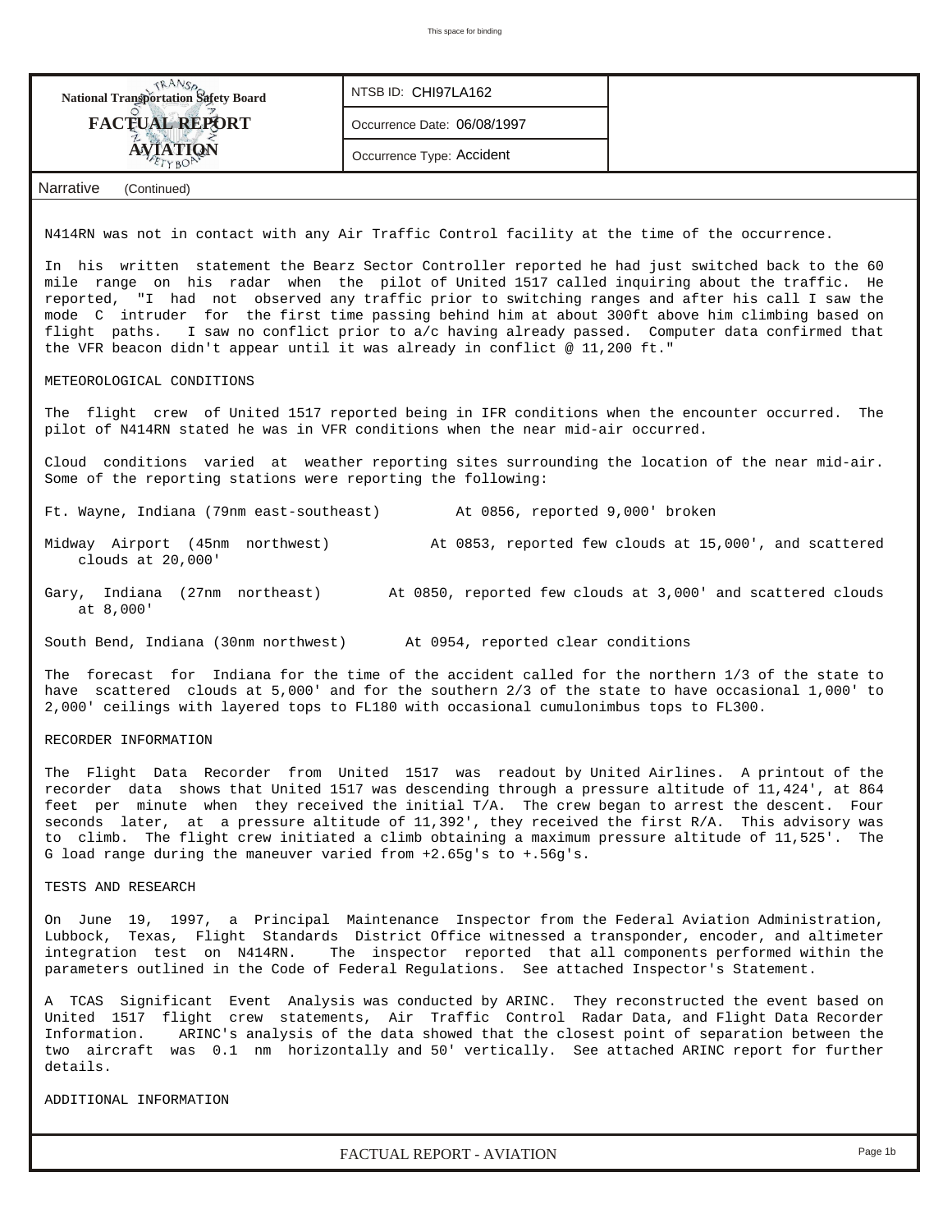**National Transportation Safety Board**
**FACTUAL REPORT**
**AVIATION**

NTSB ID: CHI97LA162

Occurrence Date: 06/08/1997

Occurrence Type: Accident

Narrative (Continued)

N414RN was not in contact with any Air Traffic Control facility at the time of the occurrence.

In his written statement the Bearz Sector Controller reported he had just switched back to the 60 mile range on his radar when the pilot of United 1517 called inquiring about the traffic. He reported, "I had not observed any traffic prior to switching ranges and after his call I saw the mode C intruder for the first time passing behind him at about 300ft above him climbing based on flight paths. I saw no conflict prior to a/c having already passed. Computer data confirmed that the VFR beacon didn't appear until it was already in conflict @ 11,200 ft."

METEOROLOGICAL CONDITIONS

The flight crew of United 1517 reported being in IFR conditions when the encounter occurred. The pilot of N414RN stated he was in VFR conditions when the near mid-air occurred.

Cloud conditions varied at weather reporting sites surrounding the location of the near mid-air. Some of the reporting stations were reporting the following:

Ft. Wayne, Indiana (79nm east-southeast) At 0856, reported 9,000' broken

Midway Airport (45nm northwest) At 0853, reported few clouds at 15,000', and scattered clouds at 20,000'

Gary, Indiana (27nm northeast) At 0850, reported few clouds at 3,000' and scattered clouds at 8,000'

South Bend, Indiana (30nm northwest) At 0954, reported clear conditions

The forecast for Indiana for the time of the accident called for the northern 1/3 of the state to have scattered clouds at 5,000' and for the southern 2/3 of the state to have occasional 1,000' to 2,000' ceilings with layered tops to FL180 with occasional cumulonimbus tops to FL300.

RECORDER INFORMATION

The Flight Data Recorder from United 1517 was readout by United Airlines. A printout of the recorder data shows that United 1517 was descending through a pressure altitude of 11,424', at 864 feet per minute when they received the initial T/A. The crew began to arrest the descent. Four seconds later, at a pressure altitude of 11,392', they received the first R/A. This advisory was to climb. The flight crew initiated a climb obtaining a maximum pressure altitude of 11,525'. The G load range during the maneuver varied from +2.65g's to +.56g's.

TESTS AND RESEARCH

On June 19, 1997, a Principal Maintenance Inspector from the Federal Aviation Administration, Lubbock, Texas, Flight Standards District Office witnessed a transponder, encoder, and altimeter integration test on N414RN. The inspector reported that all components performed within the parameters outlined in the Code of Federal Regulations. See attached Inspector's Statement.

A TCAS Significant Event Analysis was conducted by ARINC. They reconstructed the event based on United 1517 flight crew statements, Air Traffic Control Radar Data, and Flight Data Recorder Information. ARINC's analysis of the data showed that the closest point of separation between the two aircraft was 0.1 nm horizontally and 50' vertically. See attached ARINC report for further details.

ADDITIONAL INFORMATION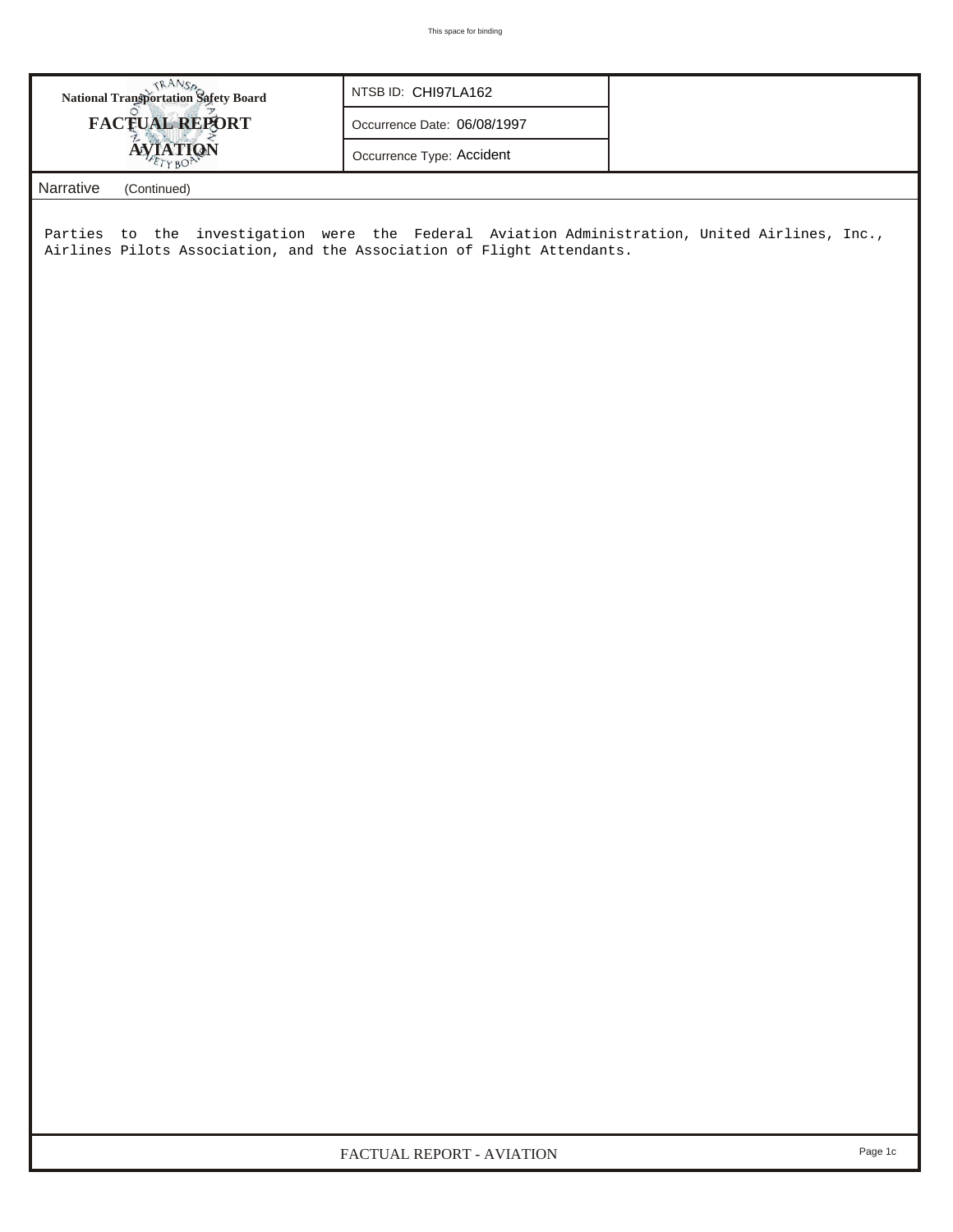| National Transportation Safety Board FACTUAL REPORT AVIATION | NTSB ID: CHI97LA162 | |
|---|---|---|
| | Occurrence Date: 06/08/1997 | |
| | Occurrence Type: Accident | |

Narrative (Continued)

Parties to the investigation were the Federal Aviation Administration, United Airlines, Inc., Airlines Pilots Association, and the Association of Flight Attendants.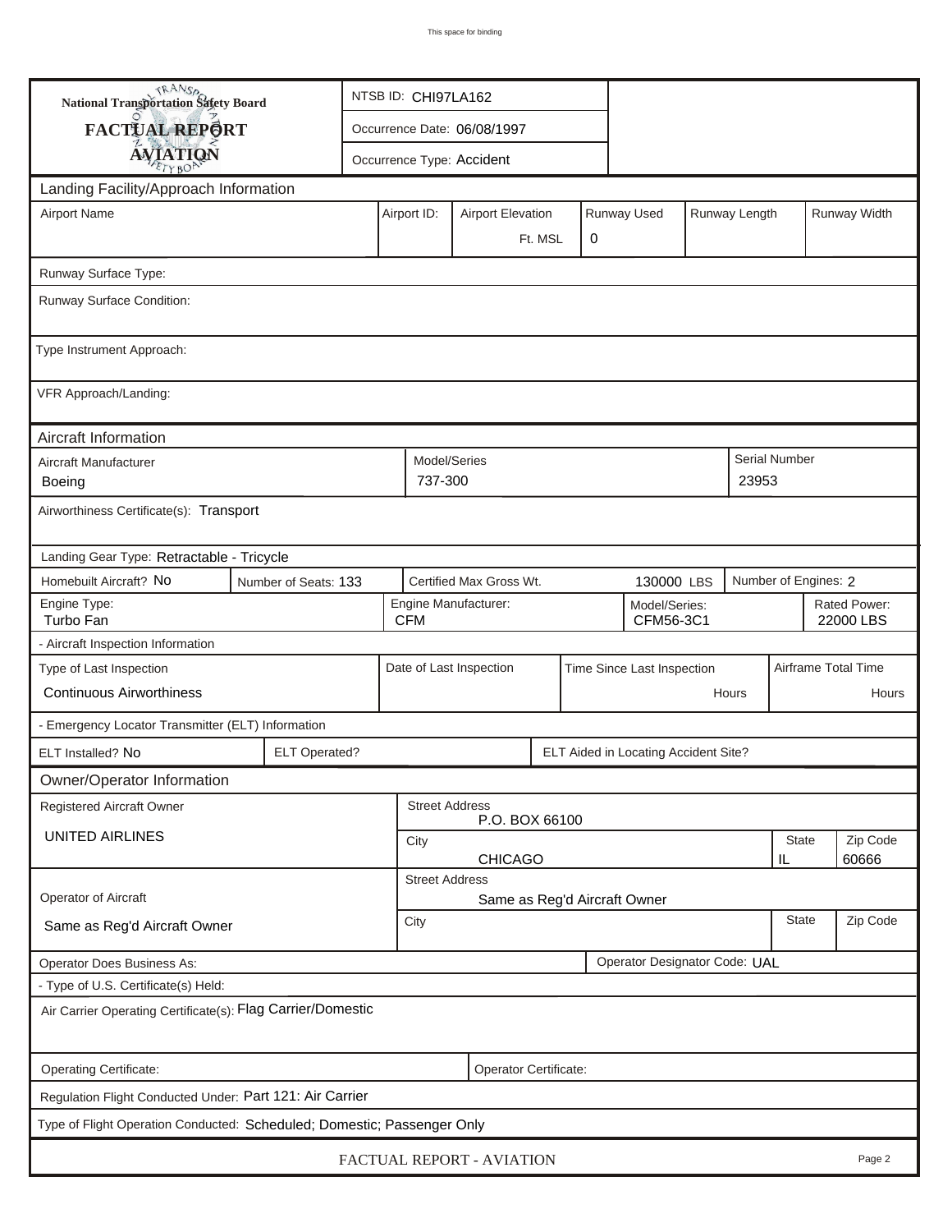# National Transportation Safety Board
## FACTUAL REPORT
## AVIATION

| NTSB ID: CHI97LA162 |
|---|
| Occurrence Date: 06/08/1997 |
| Occurrence Type: Accident |

## Landing Facility/Approach Information

| Airport Name | Airport ID: | Airport Elevation | Runway Used | Runway Length | Runway Width |
|---|---|---|---|---|---|
| | | Ft. MSL | 0 | | |

Runway Surface Type:

Runway Surface Condition:

Type Instrument Approach:

VFR Approach/Landing:

## Aircraft Information

| Aircraft Manufacturer | Model/Series | Serial Number |
|---|---|---|
| Boeing | 737-300 | 23953 |

Airworthiness Certificate(s): Transport

Landing Gear Type: Retractable - Tricycle

| Homebuilt Aircraft? No | Number of Seats: 133 | Certified Max Gross Wt. 130000 LBS | Number of Engines: 2 |
|---|---|---|---|

| Engine Type: | Engine Manufacturer: | Model/Series: | Rated Power: |
|---|---|---|---|
| Turbo Fan | CFM | CFM56-3C1 | 22000 LBS |

- Aircraft Inspection Information

| Type of Last Inspection | Date of Last Inspection | Time Since Last Inspection | Airframe Total Time |
|---|---|---|---|
| Continuous Airworthiness | | Hours | Hours |

- Emergency Locator Transmitter (ELT) Information

| ELT Installed? No | ELT Operated? | ELT Aided in Locating Accident Site? |
|---|---|---|

## Owner/Operator Information

| Registered Aircraft Owner | Street Address | | |
|---|---|---|---|
| UNITED AIRLINES | P.O. BOX 66100 | | |
| | City | State | Zip Code |
| | CHICAGO | IL | 60666 |

| Operator of Aircraft | Street Address | | |
|---|---|---|---|
| Same as Reg'd Aircraft Owner | Same as Reg'd Aircraft Owner | | |
| | City | State | Zip Code |
| | | | |

| Operator Does Business As: | Operator Designator Code: UAL |
|---|---|

- Type of U.S. Certificate(s) Held:

Air Carrier Operating Certificate(s): Flag Carrier/Domestic

| Operating Certificate: | Operator Certificate: |
|---|---|

Regulation Flight Conducted Under: Part 121: Air Carrier

Type of Flight Operation Conducted: Scheduled; Domestic; Passenger Only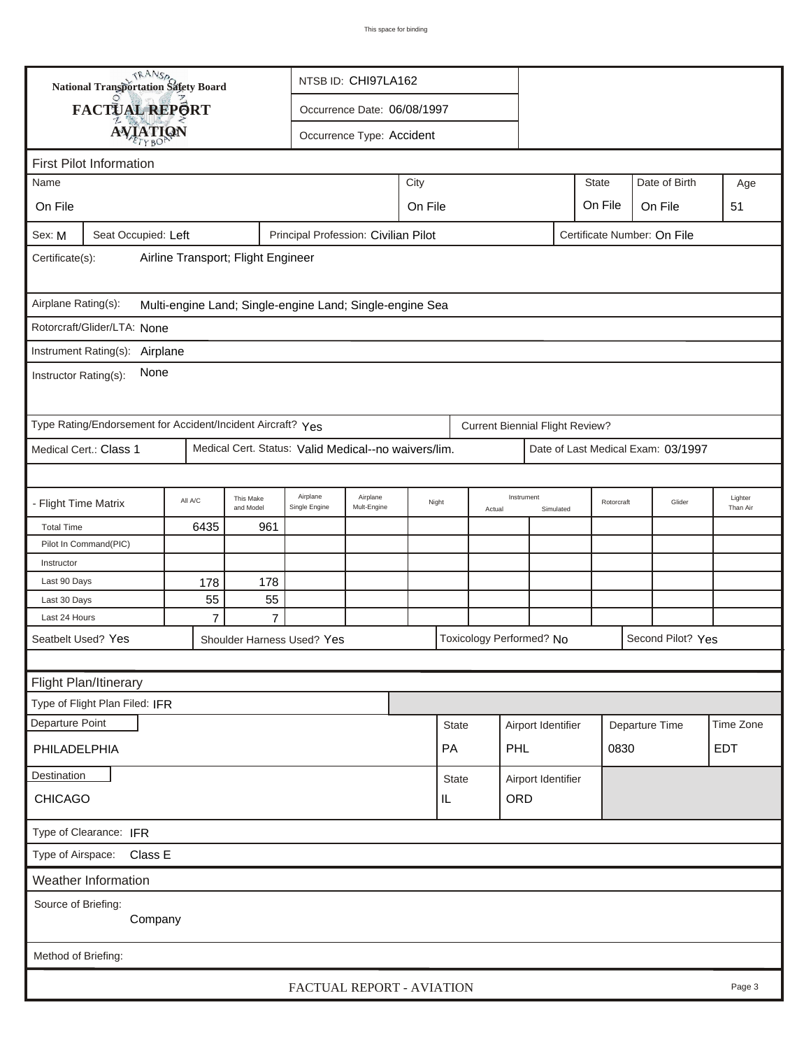This space for binding

**National Transportation Safety Board**

# FACTUAL REPORT AVIATION

NTSB ID: CHI97LA162

Occurrence Date: 06/08/1997

Occurrence Type: Accident

## First Pilot Information

| Name | City | State | Date of Birth | Age |
|---|---|---|---|---|
| On File | On File | On File | On File | 51 |

Sex: M | Seat Occupied: Left | Principal Profession: Civilian Pilot | Certificate Number: On File

Certificate(s): Airline Transport; Flight Engineer

Airplane Rating(s): Multi-engine Land; Single-engine Land; Single-engine Sea

Rotorcraft/Glider/LTA: None

Instrument Rating(s): Airplane

Instructor Rating(s): None

Type Rating/Endorsement for Accident/Incident Aircraft? Yes | Current Biennial Flight Review?

Medical Cert.: Class 1 | Medical Cert. Status: Valid Medical--no waivers/lim. | Date of Last Medical Exam: 03/1997

| - Flight Time Matrix | All A/C | This Make and Model | Airplane Single Engine | Airplane Mult-Engine | Night | Instrument Actual | Instrument Simulated | Rotorcraft | Glider | Lighter Than Air |
|---|---|---|---|---|---|---|---|---|---|---|
| Total Time | 6435 | 961 | | | | | | | | |
| Pilot In Command(PIC) | | | | | | | | | | |
| Instructor | | | | | | | | | | |
| Last 90 Days | 178 | 178 | | | | | | | | |
| Last 30 Days | 55 | 55 | | | | | | | | |
| Last 24 Hours | 7 | 7 | | | | | | | | |

Seatbelt Used? Yes | Shoulder Harness Used? Yes | Toxicology Performed? No | Second Pilot? Yes

## Flight Plan/Itinerary

Type of Flight Plan Filed: IFR

| Departure Point | State | Airport Identifier | Departure Time | Time Zone |
|---|---|---|---|---|
| PHILADELPHIA | PA | PHL | 0830 | EDT |

| Destination | State | Airport Identifier |
|---|---|---|
| CHICAGO | IL | ORD |

Type of Clearance: IFR

Type of Airspace: Class E

## Weather Information

Source of Briefing: Company

Method of Briefing: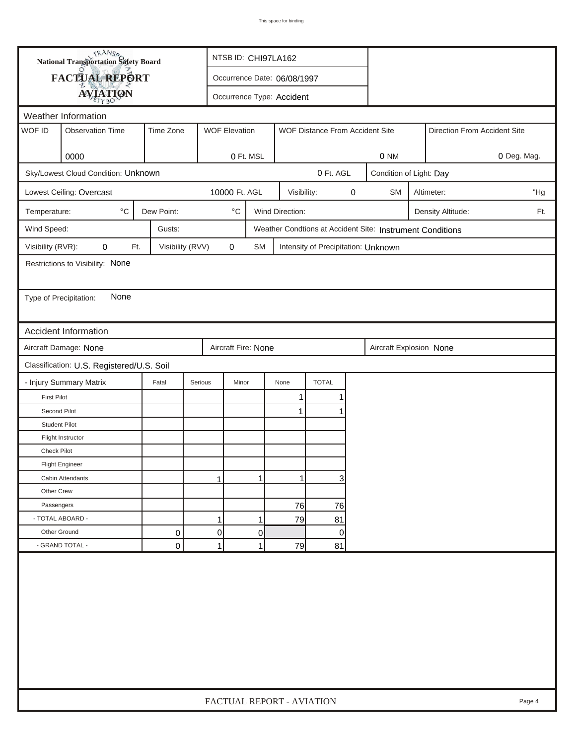# National Transportation Safety Board
## FACTUAL REPORT
## AVIATION

NTSB ID: CHI97LA162

Occurrence Date: 06/08/1997

Occurrence Type: Accident

## Weather Information

| WOF ID | Observation Time | Time Zone | WOF Elevation | WOF Distance From Accident Site | Direction From Accident Site |
|---|---|---|---|---|---|
| | 0000 | | 0 Ft. MSL | 0 NM | 0 Deg. Mag. |

Sky/Lowest Cloud Condition: Unknown — 0 Ft. AGL — Condition of Light: Day

Lowest Ceiling: Overcast — 10000 Ft. AGL — Visibility: 0 SM — Altimeter: "Hg

Temperature: °C — Dew Point: °C — Wind Direction: — Density Altitude: Ft.

Wind Speed: — Gusts: — Weather Condtions at Accident Site: Instrument Conditions

Visibility (RVR): 0 Ft. — Visibility (RVV) 0 SM — Intensity of Precipitation: Unknown

Restrictions to Visibility: None

Type of Precipitation: None

## Accident Information

Aircraft Damage: None — Aircraft Fire: None — Aircraft Explosion None

Classification: U.S. Registered/U.S. Soil

| - Injury Summary Matrix | Fatal | Serious | Minor | None | TOTAL |
|---|---|---|---|---|---|
| First Pilot | | | | 1 | 1 |
| Second Pilot | | | | 1 | 1 |
| Student Pilot | | | | | |
| Flight Instructor | | | | | |
| Check Pilot | | | | | |
| Flight Engineer | | | | | |
| Cabin Attendants | | 1 | 1 | 1 | 3 |
| Other Crew | | | | | |
| Passengers | | | | 76 | 76 |
| - TOTAL ABOARD - | | 1 | 1 | 79 | 81 |
| Other Ground | 0 | 0 | 0 | | 0 |
| - GRAND TOTAL - | 0 | 1 | 1 | 79 | 81 |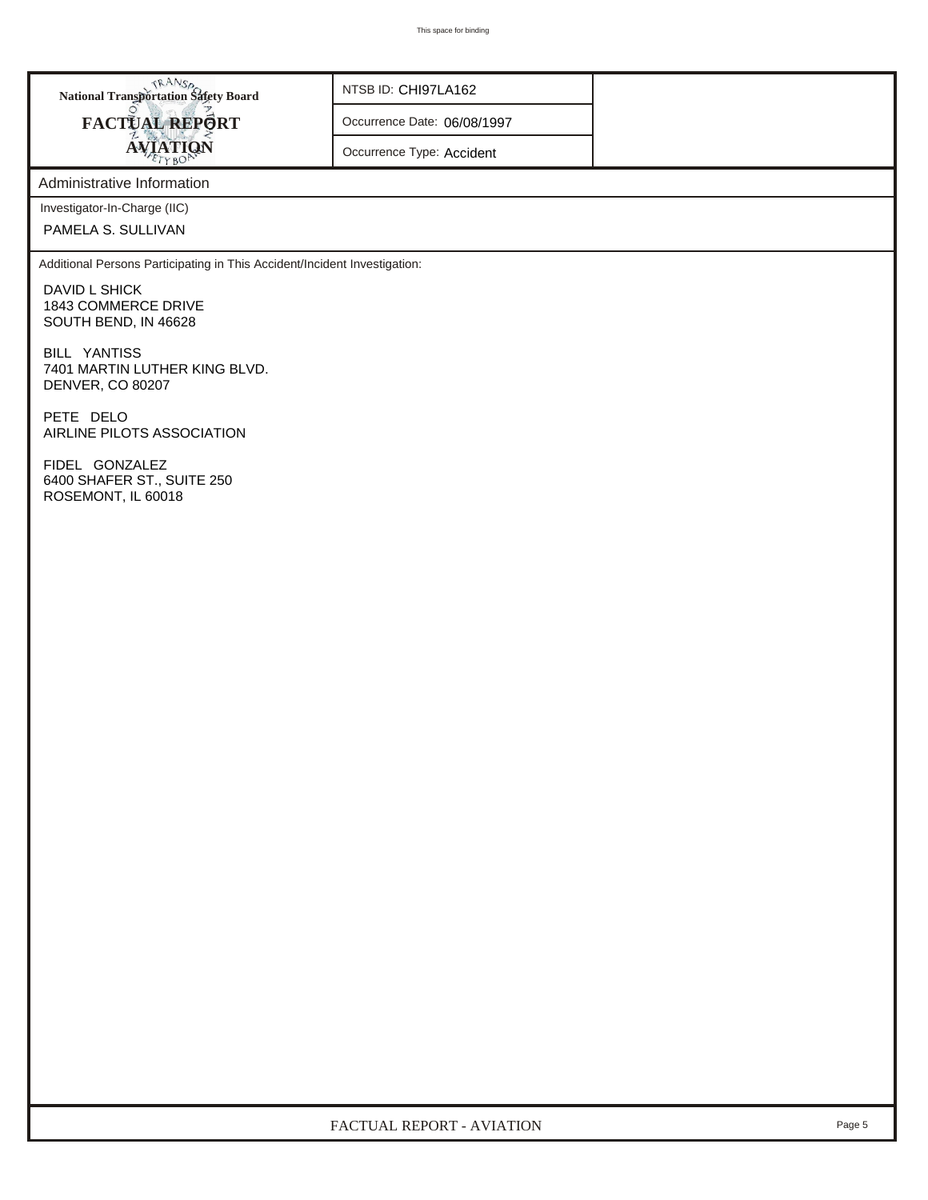National Transportation Safety Board

**FACTUAL REPORT**

**AVIATION**

| | |
|---|---|
| NTSB ID: CHI97LA162 | |
| Occurrence Date: 06/08/1997 | |
| Occurrence Type: Accident | |

## Administrative Information

Investigator-In-Charge (IIC)

PAMELA S. SULLIVAN

Additional Persons Participating in This Accident/Incident Investigation:

DAVID L SHICK
1843 COMMERCE DRIVE
SOUTH BEND, IN 46628

BILL YANTISS
7401 MARTIN LUTHER KING BLVD.
DENVER, CO 80207

PETE DELO
AIRLINE PILOTS ASSOCIATION

FIDEL GONZALEZ
6400 SHAFER ST., SUITE 250
ROSEMONT, IL 60018